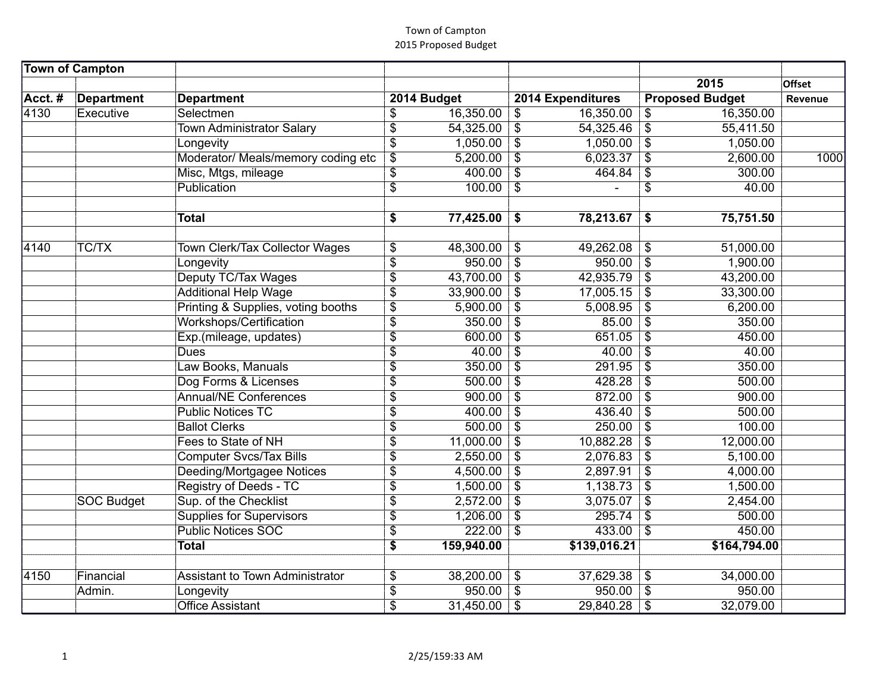Town of Campton
2015 Proposed Budget

| Town of Campton | | | | | | |
|---|---|---|---|---|---|---|
| | | | | | 2015 | Offset |
| Acct. # | Department | Department | 2014 Budget | 2014 Expenditures | Proposed Budget | Revenue |
| 4130 | Executive | Selectmen | $ 16,350.00 | $ 16,350.00 | $ 16,350.00 | |
| | | Town Administrator Salary | $ 54,325.00 | $ 54,325.46 | $ 55,411.50 | |
| | | Longevity | $ 1,050.00 | $ 1,050.00 | $ 1,050.00 | |
| | | Moderator/ Meals/memory coding etc | $ 5,200.00 | $ 6,023.37 | $ 2,600.00 | 1000 |
| | | Misc, Mtgs, mileage | $ 400.00 | $ 464.84 | $ 300.00 | |
| | | Publication | $ 100.00 | $ - | $ 40.00 | |
| | | | | | | |
| | | **Total** | **$ 77,425.00** | **$ 78,213.67** | **$ 75,751.50** | |
| | | | | | | |
| 4140 | TC/TX | Town Clerk/Tax Collector Wages | $ 48,300.00 | $ 49,262.08 | $ 51,000.00 | |
| | | Longevity | $ 950.00 | $ 950.00 | $ 1,900.00 | |
| | | Deputy TC/Tax Wages | $ 43,700.00 | $ 42,935.79 | $ 43,200.00 | |
| | | Additional Help Wage | $ 33,900.00 | $ 17,005.15 | $ 33,300.00 | |
| | | Printing & Supplies, voting booths | $ 5,900.00 | $ 5,008.95 | $ 6,200.00 | |
| | | Workshops/Certification | $ 350.00 | $ 85.00 | $ 350.00 | |
| | | Exp.(mileage, updates) | $ 600.00 | $ 651.05 | $ 450.00 | |
| | | Dues | $ 40.00 | $ 40.00 | $ 40.00 | |
| | | Law Books, Manuals | $ 350.00 | $ 291.95 | $ 350.00 | |
| | | Dog Forms & Licenses | $ 500.00 | $ 428.28 | $ 500.00 | |
| | | Annual/NE Conferences | $ 900.00 | $ 872.00 | $ 900.00 | |
| | | Public Notices TC | $ 400.00 | $ 436.40 | $ 500.00 | |
| | | Ballot Clerks | $ 500.00 | $ 250.00 | $ 100.00 | |
| | | Fees to State of NH | $ 11,000.00 | $ 10,882.28 | $ 12,000.00 | |
| | | Computer Svcs/Tax Bills | $ 2,550.00 | $ 2,076.83 | $ 5,100.00 | |
| | | Deeding/Mortgagee Notices | $ 4,500.00 | $ 2,897.91 | $ 4,000.00 | |
| | | Registry of Deeds - TC | $ 1,500.00 | $ 1,138.73 | $ 1,500.00 | |
| | SOC Budget | Sup. of the Checklist | $ 2,572.00 | $ 3,075.07 | $ 2,454.00 | |
| | | Supplies for Supervisors | $ 1,206.00 | $ 295.74 | $ 500.00 | |
| | | Public Notices SOC | $ 222.00 | $ 433.00 | $ 450.00 | |
| | | **Total** | **$ 159,940.00** | **$139,016.21** | **$164,794.00** | |
| | | | | | | |
| 4150 | Financial | Assistant to Town Administrator | $ 38,200.00 | $ 37,629.38 | $ 34,000.00 | |
| | Admin. | Longevity | $ 950.00 | $ 950.00 | $ 950.00 | |
| | | Office Assistant | $ 31,450.00 | $ 29,840.28 | $ 32,079.00 | |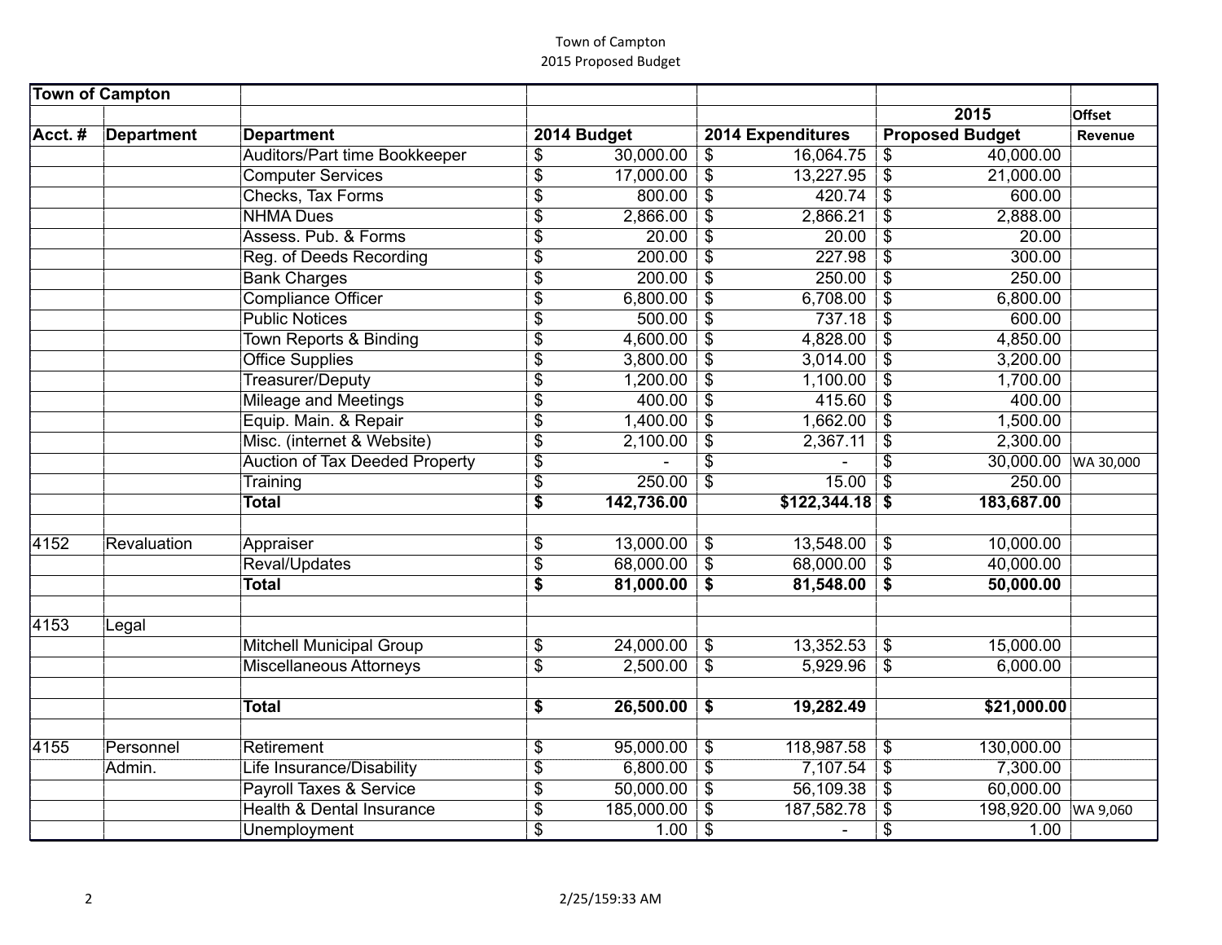Town of Campton
2015 Proposed Budget

| Town of Campton | | | | | | |
|---|---|---|---|---|---|---|
| | | | | | 2015 | Offset |
| Acct. # | Department | Department | 2014 Budget | 2014 Expenditures | Proposed Budget | Revenue |
| | | Auditors/Part time Bookkeeper | $ 30,000.00 | $ 16,064.75 | $ 40,000.00 | |
| | | Computer Services | $ 17,000.00 | $ 13,227.95 | $ 21,000.00 | |
| | | Checks, Tax Forms | $ 800.00 | $ 420.74 | $ 600.00 | |
| | | NHMA Dues | $ 2,866.00 | $ 2,866.21 | $ 2,888.00 | |
| | | Assess. Pub. & Forms | $ 20.00 | $ 20.00 | $ 20.00 | |
| | | Reg. of Deeds Recording | $ 200.00 | $ 227.98 | $ 300.00 | |
| | | Bank Charges | $ 200.00 | $ 250.00 | $ 250.00 | |
| | | Compliance Officer | $ 6,800.00 | $ 6,708.00 | $ 6,800.00 | |
| | | Public Notices | $ 500.00 | $ 737.18 | $ 600.00 | |
| | | Town Reports & Binding | $ 4,600.00 | $ 4,828.00 | $ 4,850.00 | |
| | | Office Supplies | $ 3,800.00 | $ 3,014.00 | $ 3,200.00 | |
| | | Treasurer/Deputy | $ 1,200.00 | $ 1,100.00 | $ 1,700.00 | |
| | | Mileage and Meetings | $ 400.00 | $ 415.60 | $ 400.00 | |
| | | Equip. Main. & Repair | $ 1,400.00 | $ 1,662.00 | $ 1,500.00 | |
| | | Misc. (internet & Website) | $ 2,100.00 | $ 2,367.11 | $ 2,300.00 | |
| | | Auction of Tax Deeded Property | $ - | $ - | $ 30,000.00 | WA 30,000 |
| | | Training | $ 250.00 | $ 15.00 | $ 250.00 | |
| | | **Total** | **$ 142,736.00** | **$122,344.18** | **$ 183,687.00** | |
| | | | | | | |
| 4152 | Revaluation | Appraiser | $ 13,000.00 | $ 13,548.00 | $ 10,000.00 | |
| | | Reval/Updates | $ 68,000.00 | $ 68,000.00 | $ 40,000.00 | |
| | | **Total** | **$ 81,000.00** | **$ 81,548.00** | **$ 50,000.00** | |
| | | | | | | |
| 4153 | Legal | | | | | |
| | | Mitchell Municipal Group | $ 24,000.00 | $ 13,352.53 | $ 15,000.00 | |
| | | Miscellaneous Attorneys | $ 2,500.00 | $ 5,929.96 | $ 6,000.00 | |
| | | | | | | |
| | | **Total** | **$ 26,500.00** | **$ 19,282.49** | **$21,000.00** | |
| | | | | | | |
| 4155 | Personnel | Retirement | $ 95,000.00 | $ 118,987.58 | $ 130,000.00 | |
| | Admin. | Life Insurance/Disability | $ 6,800.00 | $ 7,107.54 | $ 7,300.00 | |
| | | Payroll Taxes & Service | $ 50,000.00 | $ 56,109.38 | $ 60,000.00 | |
| | | Health & Dental Insurance | $ 185,000.00 | $ 187,582.78 | $ 198,920.00 | WA 9,060 |
| | | Unemployment | $ 1.00 | $ - | $ 1.00 | |

2/25/159:33 AM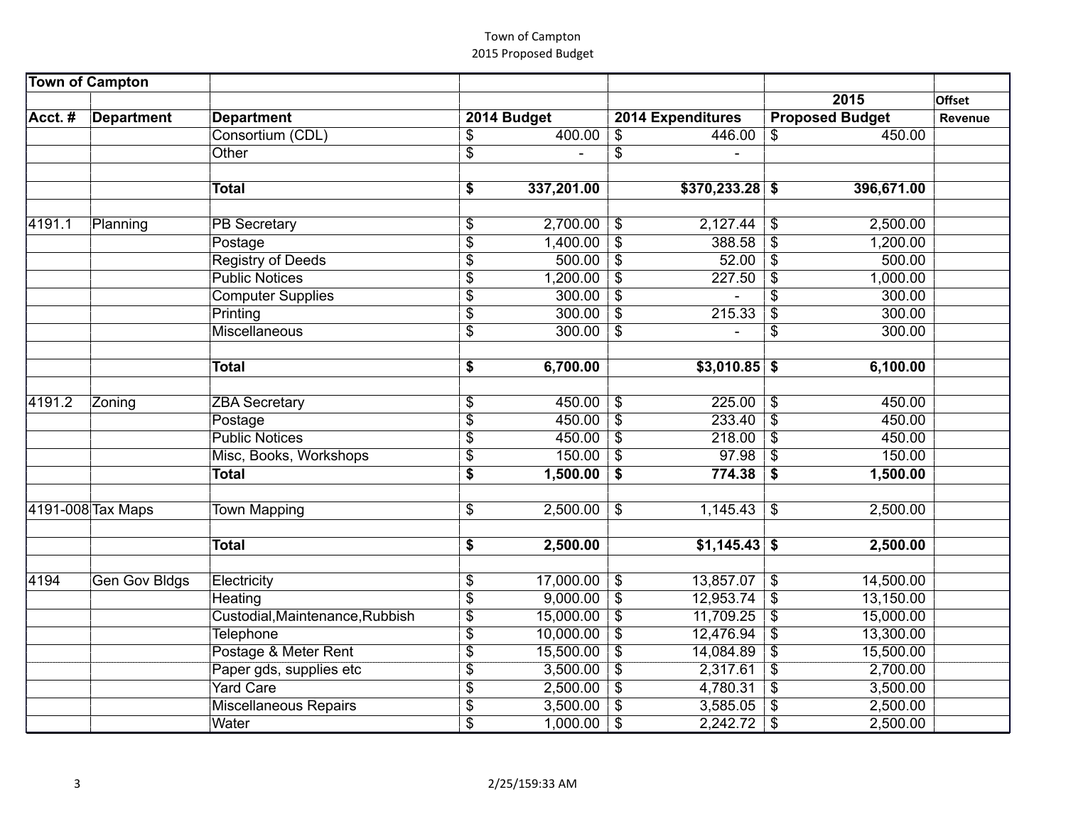Town of Campton
2015 Proposed Budget

| Town of Campton | | | | | | |
|---|---|---|---|---|---|---|
| | | | | | 2015 | Offset |
| Acct. # | Department | Department | 2014 Budget | 2014 Expenditures | Proposed Budget | Revenue |
| | | Consortium (CDL) | $ 400.00 | $ 446.00 | $ 450.00 | |
| | | Other | $ - | $ - | | |
| | | | | | | |
| | | **Total** | **$ 337,201.00** | **$370,233.28** | **$ 396,671.00** | |
| | | | | | | |
| 4191.1 | Planning | PB Secretary | $ 2,700.00 | $ 2,127.44 | $ 2,500.00 | |
| | | Postage | $ 1,400.00 | $ 388.58 | $ 1,200.00 | |
| | | Registry of Deeds | $ 500.00 | $ 52.00 | $ 500.00 | |
| | | Public Notices | $ 1,200.00 | $ 227.50 | $ 1,000.00 | |
| | | Computer Supplies | $ 300.00 | $ - | $ 300.00 | |
| | | Printing | $ 300.00 | $ 215.33 | $ 300.00 | |
| | | Miscellaneous | $ 300.00 | $ - | $ 300.00 | |
| | | | | | | |
| | | **Total** | **$ 6,700.00** | **$3,010.85** | **$ 6,100.00** | |
| | | | | | | |
| 4191.2 | Zoning | ZBA Secretary | $ 450.00 | $ 225.00 | $ 450.00 | |
| | | Postage | $ 450.00 | $ 233.40 | $ 450.00 | |
| | | Public Notices | $ 450.00 | $ 218.00 | $ 450.00 | |
| | | Misc, Books, Workshops | $ 150.00 | $ 97.98 | $ 150.00 | |
| | | **Total** | **$ 1,500.00** | **$ 774.38** | **$ 1,500.00** | |
| | | | | | | |
| 4191-008 | Tax Maps | Town Mapping | $ 2,500.00 | $ 1,145.43 | $ 2,500.00 | |
| | | | | | | |
| | | **Total** | **$ 2,500.00** | **$1,145.43** | **$ 2,500.00** | |
| | | | | | | |
| 4194 | Gen Gov Bldgs | Electricity | $ 17,000.00 | $ 13,857.07 | $ 14,500.00 | |
| | | Heating | $ 9,000.00 | $ 12,953.74 | $ 13,150.00 | |
| | | Custodial,Maintenance,Rubbish | $ 15,000.00 | $ 11,709.25 | $ 15,000.00 | |
| | | Telephone | $ 10,000.00 | $ 12,476.94 | $ 13,300.00 | |
| | | Postage & Meter Rent | $ 15,500.00 | $ 14,084.89 | $ 15,500.00 | |
| | | Paper gds, supplies etc | $ 3,500.00 | $ 2,317.61 | $ 2,700.00 | |
| | | Yard Care | $ 2,500.00 | $ 4,780.31 | $ 3,500.00 | |
| | | Miscellaneous Repairs | $ 3,500.00 | $ 3,585.05 | $ 2,500.00 | |
| | | Water | $ 1,000.00 | $ 2,242.72 | $ 2,500.00 | |

2/25/159:33 AM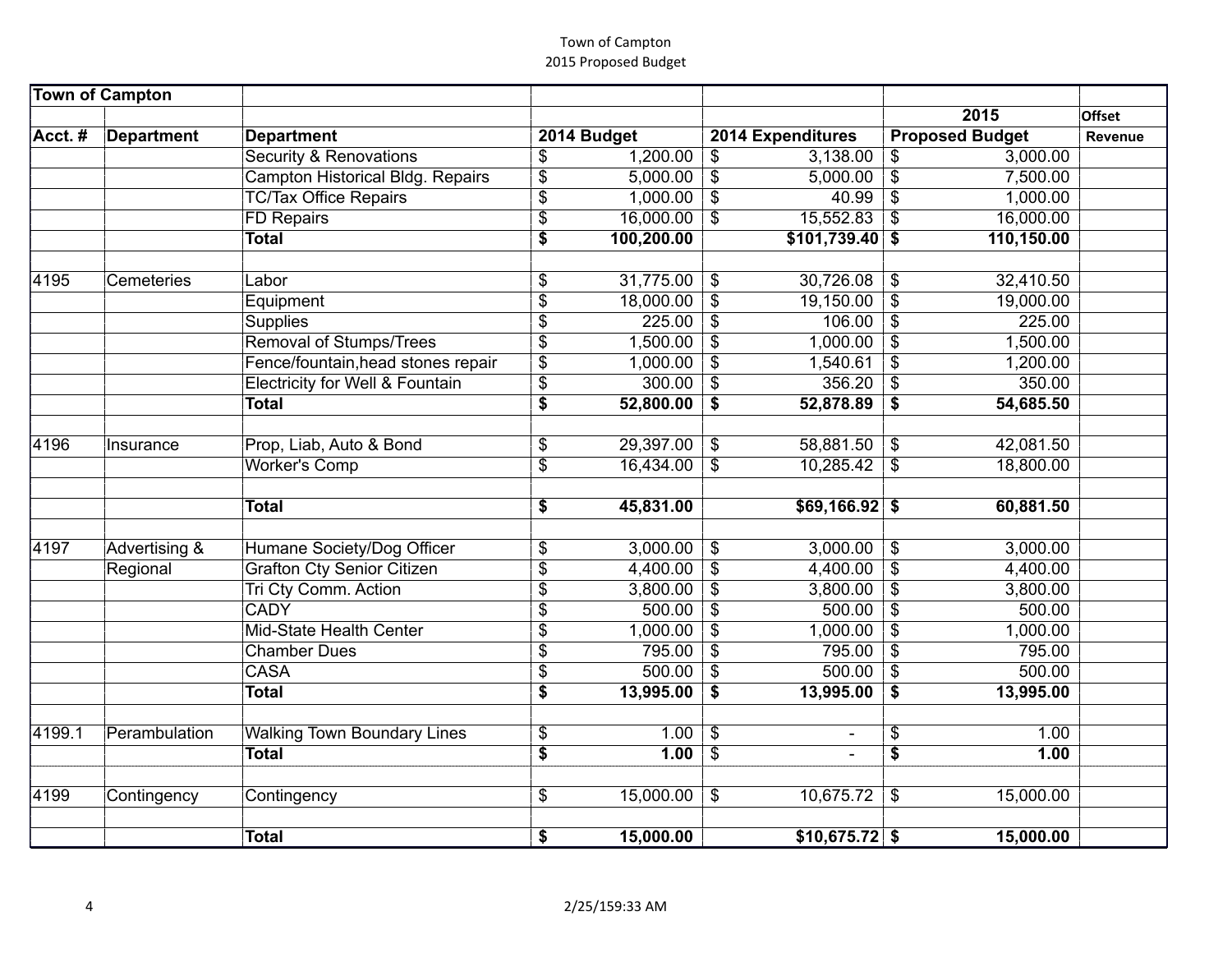Town of Campton
2015 Proposed Budget

| Town of Campton | | | | | | |
|---|---|---|---|---|---|---|
| | | | | | 2015 | Offset |
| Acct. # | Department | Department | 2014 Budget | 2014 Expenditures | Proposed Budget | Revenue |
| | | Security & Renovations | $ 1,200.00 | $ 3,138.00 | $ 3,000.00 | |
| | | Campton Historical Bldg. Repairs | $ 5,000.00 | $ 5,000.00 | $ 7,500.00 | |
| | | TC/Tax Office Repairs | $ 1,000.00 | $ 40.99 | $ 1,000.00 | |
| | | FD Repairs | $ 16,000.00 | $ 15,552.83 | $ 16,000.00 | |
| | | **Total** | **$ 100,200.00** | **$101,739.40** | **$ 110,150.00** | |
| | | | | | | |
| 4195 | Cemeteries | Labor | $ 31,775.00 | $ 30,726.08 | $ 32,410.50 | |
| | | Equipment | $ 18,000.00 | $ 19,150.00 | $ 19,000.00 | |
| | | Supplies | $ 225.00 | $ 106.00 | $ 225.00 | |
| | | Removal of Stumps/Trees | $ 1,500.00 | $ 1,000.00 | $ 1,500.00 | |
| | | Fence/fountain,head stones repair | $ 1,000.00 | $ 1,540.61 | $ 1,200.00 | |
| | | Electricity for Well & Fountain | $ 300.00 | $ 356.20 | $ 350.00 | |
| | | **Total** | **$ 52,800.00** | **$ 52,878.89** | **$ 54,685.50** | |
| | | | | | | |
| 4196 | Insurance | Prop, Liab, Auto & Bond | $ 29,397.00 | $ 58,881.50 | $ 42,081.50 | |
| | | Worker's Comp | $ 16,434.00 | $ 10,285.42 | $ 18,800.00 | |
| | | | | | | |
| | | **Total** | **$ 45,831.00** | **$69,166.92** | **$ 60,881.50** | |
| | | | | | | |
| 4197 | Advertising & | Humane Society/Dog Officer | $ 3,000.00 | $ 3,000.00 | $ 3,000.00 | |
| | Regional | Grafton Cty Senior Citizen | $ 4,400.00 | $ 4,400.00 | $ 4,400.00 | |
| | | Tri Cty Comm. Action | $ 3,800.00 | $ 3,800.00 | $ 3,800.00 | |
| | | CADY | $ 500.00 | $ 500.00 | $ 500.00 | |
| | | Mid-State Health Center | $ 1,000.00 | $ 1,000.00 | $ 1,000.00 | |
| | | Chamber Dues | $ 795.00 | $ 795.00 | $ 795.00 | |
| | | CASA | $ 500.00 | $ 500.00 | $ 500.00 | |
| | | **Total** | **$ 13,995.00** | **$ 13,995.00** | **$ 13,995.00** | |
| | | | | | | |
| 4199.1 | Perambulation | Walking Town Boundary Lines | $ 1.00 | $ - | $ 1.00 | |
| | | **Total** | **$ 1.00** | $ - | **$ 1.00** | |
| | | | | | | |
| 4199 | Contingency | Contingency | $ 15,000.00 | $ 10,675.72 | $ 15,000.00 | |
| | | | | | | |
| | | **Total** | **$ 15,000.00** | **$10,675.72** | **$ 15,000.00** | |

2/25/159:33 AM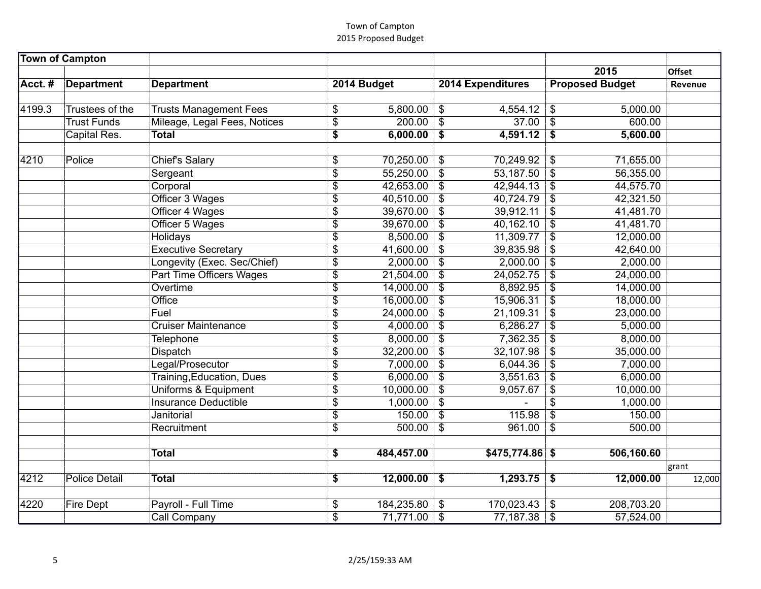Town of Campton
2015 Proposed Budget

| Town of Campton | | | | | | |
|---|---|---|---|---|---|---|
| | | | | | 2015 | Offset |
| Acct. # | Department | Department | 2014 Budget | 2014 Expenditures | Proposed Budget | Revenue |
| | | | | | | |
| 4199.3 | Trustees of the | Trusts Management Fees | $ 5,800.00 | $ 4,554.12 | $ 5,000.00 | |
| | Trust Funds | Mileage, Legal Fees, Notices | $ 200.00 | $ 37.00 | $ 600.00 | |
| | Capital Res. | **Total** | **$ 6,000.00** | **$ 4,591.12** | **$ 5,600.00** | |
| | | | | | | |
| 4210 | Police | Chief's Salary | $ 70,250.00 | $ 70,249.92 | $ 71,655.00 | |
| | | Sergeant | $ 55,250.00 | $ 53,187.50 | $ 56,355.00 | |
| | | Corporal | $ 42,653.00 | $ 42,944.13 | $ 44,575.70 | |
| | | Officer 3 Wages | $ 40,510.00 | $ 40,724.79 | $ 42,321.50 | |
| | | Officer 4 Wages | $ 39,670.00 | $ 39,912.11 | $ 41,481.70 | |
| | | Officer 5 Wages | $ 39,670.00 | $ 40,162.10 | $ 41,481.70 | |
| | | Holidays | $ 8,500.00 | $ 11,309.77 | $ 12,000.00 | |
| | | Executive Secretary | $ 41,600.00 | $ 39,835.98 | $ 42,640.00 | |
| | | Longevity (Exec. Sec/Chief) | $ 2,000.00 | $ 2,000.00 | $ 2,000.00 | |
| | | Part Time Officers Wages | $ 21,504.00 | $ 24,052.75 | $ 24,000.00 | |
| | | Overtime | $ 14,000.00 | $ 8,892.95 | $ 14,000.00 | |
| | | Office | $ 16,000.00 | $ 15,906.31 | $ 18,000.00 | |
| | | Fuel | $ 24,000.00 | $ 21,109.31 | $ 23,000.00 | |
| | | Cruiser Maintenance | $ 4,000.00 | $ 6,286.27 | $ 5,000.00 | |
| | | Telephone | $ 8,000.00 | $ 7,362.35 | $ 8,000.00 | |
| | | Dispatch | $ 32,200.00 | $ 32,107.98 | $ 35,000.00 | |
| | | Legal/Prosecutor | $ 7,000.00 | $ 6,044.36 | $ 7,000.00 | |
| | | Training,Education, Dues | $ 6,000.00 | $ 3,551.63 | $ 6,000.00 | |
| | | Uniforms & Equipment | $ 10,000.00 | $ 9,057.67 | $ 10,000.00 | |
| | | Insurance Deductible | $ 1,000.00 | $ - | $ 1,000.00 | |
| | | Janitorial | $ 150.00 | $ 115.98 | $ 150.00 | |
| | | Recruitment | $ 500.00 | $ 961.00 | $ 500.00 | |
| | | | | | | |
| | | **Total** | **$ 484,457.00** | **$475,774.86** | **$ 506,160.60** | |
| | | | | | | grant |
| 4212 | Police Detail | **Total** | **$ 12,000.00** | **$ 1,293.75** | **$ 12,000.00** | 12,000 |
| | | | | | | |
| 4220 | Fire Dept | Payroll - Full Time | $ 184,235.80 | $ 170,023.43 | $ 208,703.20 | |
| | | Call Company | $ 71,771.00 | $ 77,187.38 | $ 57,524.00 | |

2/25/159:33 AM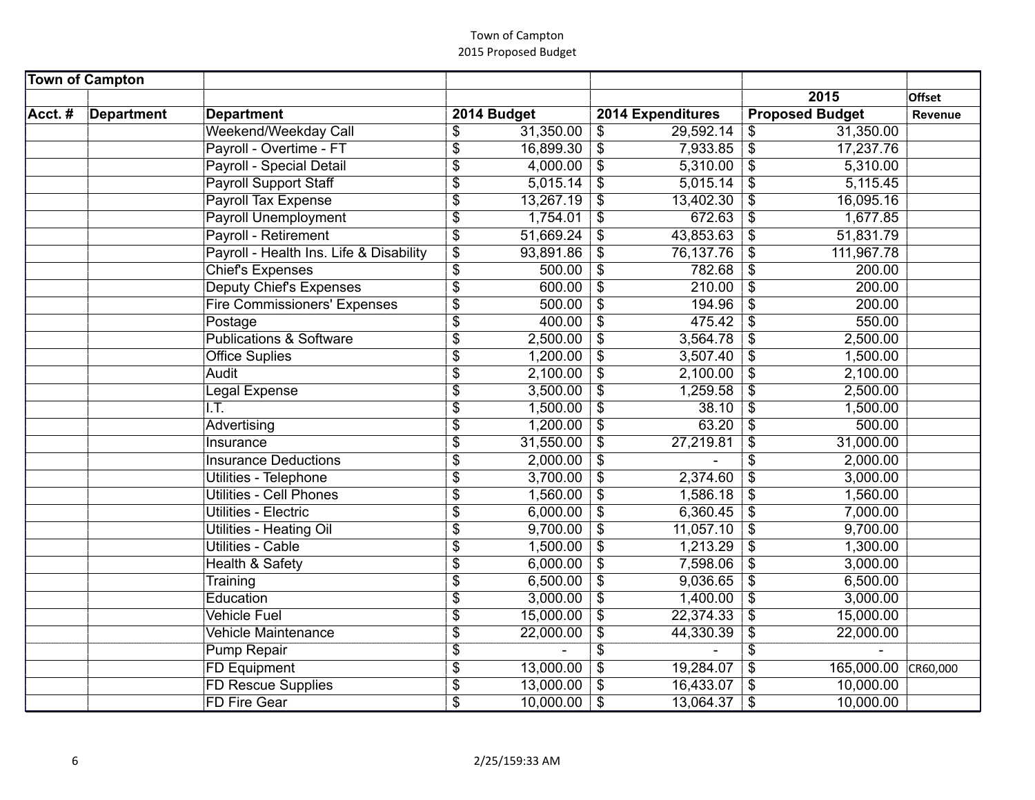Town of Campton
2015 Proposed Budget

| Town of Campton | | | | | | |
|---|---|---|---|---|---|---|
| | | | | | 2015 | Offset |
| Acct. # | Department | Department | 2014 Budget | 2014 Expenditures | Proposed Budget | Revenue |
| | | Weekend/Weekday Call | $ 31,350.00 | $ 29,592.14 | $ 31,350.00 | |
| | | Payroll - Overtime - FT | $ 16,899.30 | $ 7,933.85 | $ 17,237.76 | |
| | | Payroll - Special Detail | $ 4,000.00 | $ 5,310.00 | $ 5,310.00 | |
| | | Payroll Support Staff | $ 5,015.14 | $ 5,015.14 | $ 5,115.45 | |
| | | Payroll Tax Expense | $ 13,267.19 | $ 13,402.30 | $ 16,095.16 | |
| | | Payroll Unemployment | $ 1,754.01 | $ 672.63 | $ 1,677.85 | |
| | | Payroll - Retirement | $ 51,669.24 | $ 43,853.63 | $ 51,831.79 | |
| | | Payroll - Health Ins. Life & Disability | $ 93,891.86 | $ 76,137.76 | $ 111,967.78 | |
| | | Chief's Expenses | $ 500.00 | $ 782.68 | $ 200.00 | |
| | | Deputy Chief's Expenses | $ 600.00 | $ 210.00 | $ 200.00 | |
| | | Fire Commissioners' Expenses | $ 500.00 | $ 194.96 | $ 200.00 | |
| | | Postage | $ 400.00 | $ 475.42 | $ 550.00 | |
| | | Publications & Software | $ 2,500.00 | $ 3,564.78 | $ 2,500.00 | |
| | | Office Suplies | $ 1,200.00 | $ 3,507.40 | $ 1,500.00 | |
| | | Audit | $ 2,100.00 | $ 2,100.00 | $ 2,100.00 | |
| | | Legal Expense | $ 3,500.00 | $ 1,259.58 | $ 2,500.00 | |
| | | I.T. | $ 1,500.00 | $ 38.10 | $ 1,500.00 | |
| | | Advertising | $ 1,200.00 | $ 63.20 | $ 500.00 | |
| | | Insurance | $ 31,550.00 | $ 27,219.81 | $ 31,000.00 | |
| | | Insurance Deductions | $ 2,000.00 | $ - | $ 2,000.00 | |
| | | Utilities - Telephone | $ 3,700.00 | $ 2,374.60 | $ 3,000.00 | |
| | | Utilities - Cell Phones | $ 1,560.00 | $ 1,586.18 | $ 1,560.00 | |
| | | Utilities - Electric | $ 6,000.00 | $ 6,360.45 | $ 7,000.00 | |
| | | Utilities - Heating Oil | $ 9,700.00 | $ 11,057.10 | $ 9,700.00 | |
| | | Utilities - Cable | $ 1,500.00 | $ 1,213.29 | $ 1,300.00 | |
| | | Health & Safety | $ 6,000.00 | $ 7,598.06 | $ 3,000.00 | |
| | | Training | $ 6,500.00 | $ 9,036.65 | $ 6,500.00 | |
| | | Education | $ 3,000.00 | $ 1,400.00 | $ 3,000.00 | |
| | | Vehicle Fuel | $ 15,000.00 | $ 22,374.33 | $ 15,000.00 | |
| | | Vehicle Maintenance | $ 22,000.00 | $ 44,330.39 | $ 22,000.00 | |
| | | Pump Repair | $ - | $ - | $ - | |
| | | FD Equipment | $ 13,000.00 | $ 19,284.07 | $ 165,000.00 | CR60,000 |
| | | FD Rescue Supplies | $ 13,000.00 | $ 16,433.07 | $ 10,000.00 | |
| | | FD Fire Gear | $ 10,000.00 | $ 13,064.37 | $ 10,000.00 | |

2/25/159:33 AM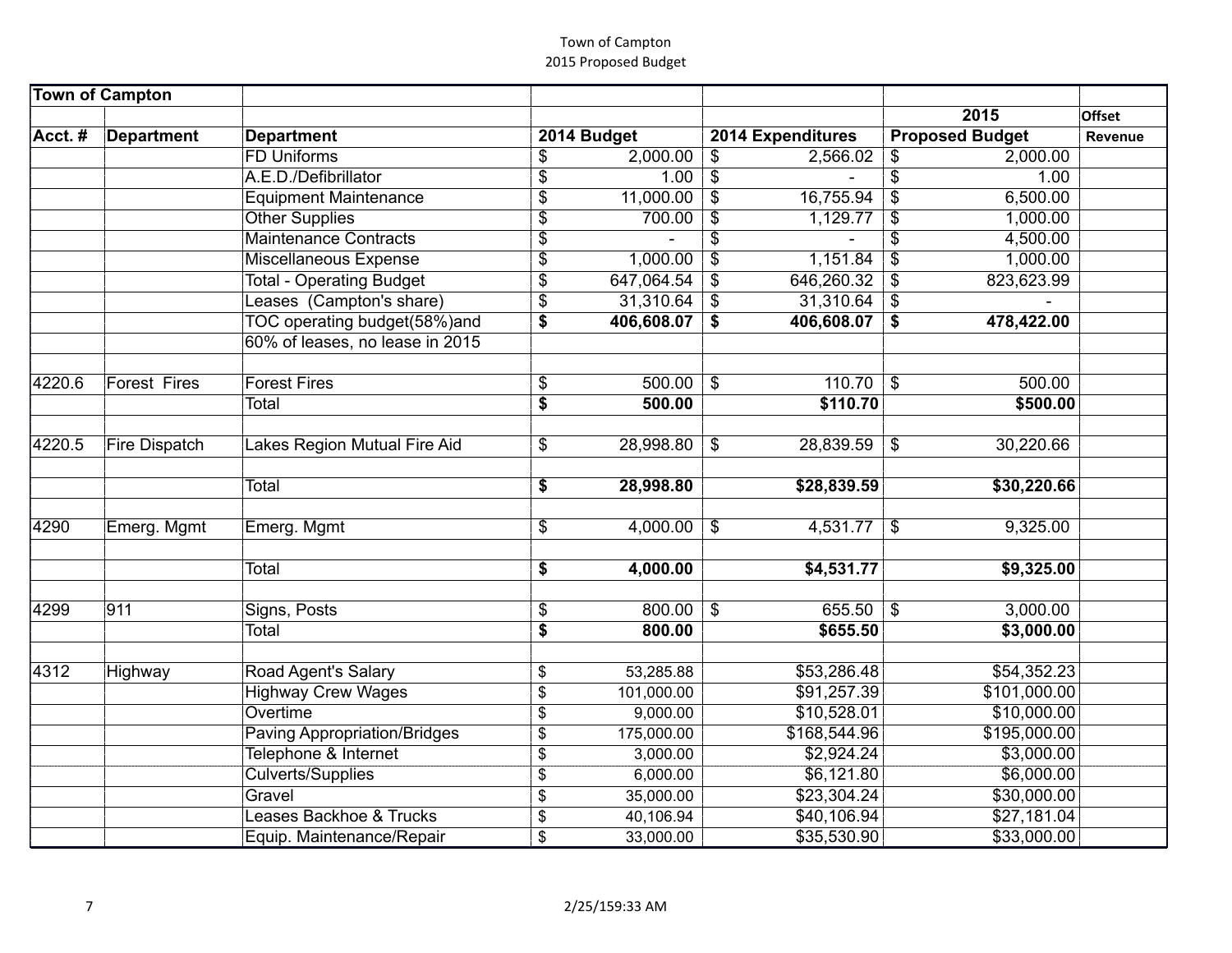| Town of Campton | | | | | 2015 | Offset |
|---|---|---|---|---|---|---|
| Acct. # | Department | Department | 2014 Budget | 2014 Expenditures | Proposed Budget | Revenue |
| | | FD Uniforms | $ 2,000.00 | $ 2,566.02 | $ 2,000.00 | |
| | | A.E.D./Defibrillator | $ 1.00 | $ - | $ 1.00 | |
| | | Equipment Maintenance | $ 11,000.00 | $ 16,755.94 | $ 6,500.00 | |
| | | Other Supplies | $ 700.00 | $ 1,129.77 | $ 1,000.00 | |
| | | Maintenance Contracts | $ - | $ - | $ 4,500.00 | |
| | | Miscellaneous Expense | $ 1,000.00 | $ 1,151.84 | $ 1,000.00 | |
| | | Total - Operating Budget | $ 647,064.54 | $ 646,260.32 | $ 823,623.99 | |
| | | Leases (Campton's share) | $ 31,310.64 | $ 31,310.64 | $ - | |
| | | TOC operating budget(58%)and | **$ 406,608.07** | **$ 406,608.07** | **$ 478,422.00** | |
| | | 60% of leases, no lease in 2015 | | | | |
| | | | | | | |
| 4220.6 | Forest Fires | Forest Fires | $ 500.00 | $ 110.70 | $ 500.00 | |
| | | Total | **$ 500.00** | **$110.70** | **$500.00** | |
| | | | | | | |
| 4220.5 | Fire Dispatch | Lakes Region Mutual Fire Aid | $ 28,998.80 | $ 28,839.59 | $ 30,220.66 | |
| | | | | | | |
| | | Total | **$ 28,998.80** | **$28,839.59** | **$30,220.66** | |
| | | | | | | |
| 4290 | Emerg. Mgmt | Emerg. Mgmt | $ 4,000.00 | $ 4,531.77 | $ 9,325.00 | |
| | | | | | | |
| | | Total | **$ 4,000.00** | **$4,531.77** | **$9,325.00** | |
| | | | | | | |
| 4299 | 911 | Signs, Posts | $ 800.00 | $ 655.50 | $ 3,000.00 | |
| | | Total | **$ 800.00** | **$655.50** | **$3,000.00** | |
| | | | | | | |
| 4312 | Highway | Road Agent's Salary | $ 53,285.88 | $53,286.48 | $54,352.23 | |
| | | Highway Crew Wages | $ 101,000.00 | $91,257.39 | $101,000.00 | |
| | | Overtime | $ 9,000.00 | $10,528.01 | $10,000.00 | |
| | | Paving Appropriation/Bridges | $ 175,000.00 | $168,544.96 | $195,000.00 | |
| | | Telephone & Internet | $ 3,000.00 | $2,924.24 | $3,000.00 | |
| | | Culverts/Supplies | $ 6,000.00 | $6,121.80 | $6,000.00 | |
| | | Gravel | $ 35,000.00 | $23,304.24 | $30,000.00 | |
| | | Leases Backhoe & Trucks | $ 40,106.94 | $40,106.94 | $27,181.04 | |
| | | Equip. Maintenance/Repair | $ 33,000.00 | $35,530.90 | $33,000.00 | |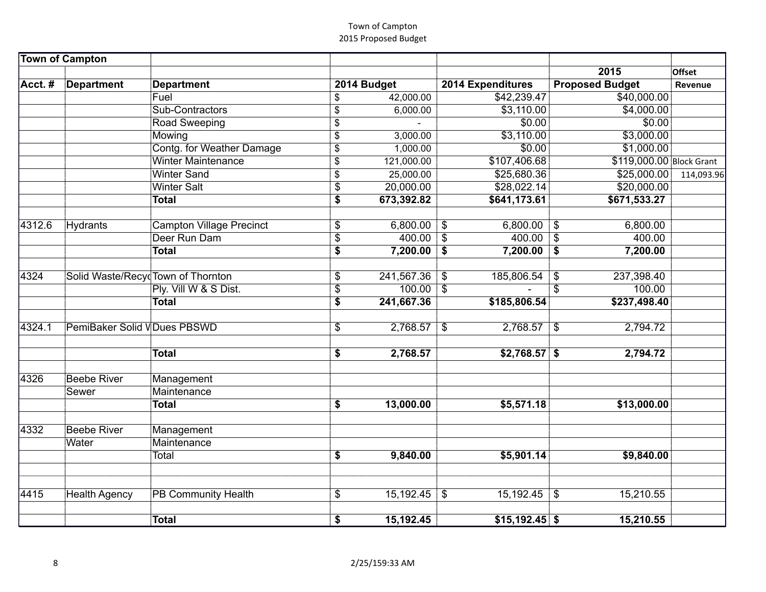Town of Campton
2015 Proposed Budget

| Town of Campton | | | | | | |
|---|---|---|---|---|---|---|
| | | | | | 2015 | Offset |
| Acct. # | Department | Department | 2014 Budget | 2014 Expenditures | Proposed Budget | Revenue |
| | | Fuel | $ 42,000.00 | $42,239.47 | $40,000.00 | |
| | | Sub-Contractors | $ 6,000.00 | $3,110.00 | $4,000.00 | |
| | | Road Sweeping | $ - | $0.00 | $0.00 | |
| | | Mowing | $ 3,000.00 | $3,110.00 | $3,000.00 | |
| | | Contg. for Weather Damage | $ 1,000.00 | $0.00 | $1,000.00 | |
| | | Winter Maintenance | $ 121,000.00 | $107,406.68 | $119,000.00 | Block Grant |
| | | Winter Sand | $ 25,000.00 | $25,680.36 | $25,000.00 | 114,093.96 |
| | | Winter Salt | $ 20,000.00 | $28,022.14 | $20,000.00 | |
| | | **Total** | **$ 673,392.82** | **$641,173.61** | **$671,533.27** | |
| | | | | | | |
| 4312.6 | Hydrants | Campton Village Precinct | $ 6,800.00 | $ 6,800.00 | $ 6,800.00 | |
| | | Deer Run Dam | $ 400.00 | $ 400.00 | $ 400.00 | |
| | | **Total** | **$ 7,200.00** | **$ 7,200.00** | **$ 7,200.00** | |
| | | | | | | |
| 4324 | Solid Waste/Recyc | Town of Thornton | $ 241,567.36 | $ 185,806.54 | $ 237,398.40 | |
| | | Ply. Vill W & S Dist. | $ 100.00 | $ - | $ 100.00 | |
| | | **Total** | **$ 241,667.36** | **$185,806.54** | **$237,498.40** | |
| | | | | | | |
| 4324.1 | PemiBaker Solid W | Dues PBSWD | $ 2,768.57 | $ 2,768.57 | $ 2,794.72 | |
| | | | | | | |
| | | **Total** | **$ 2,768.57** | **$2,768.57** | **$ 2,794.72** | |
| | | | | | | |
| 4326 | Beebe River | Management | | | | |
| | Sewer | Maintenance | | | | |
| | | **Total** | **$ 13,000.00** | **$5,571.18** | **$13,000.00** | |
| | | | | | | |
| 4332 | Beebe River | Management | | | | |
| | Water | Maintenance | | | | |
| | | Total | **$ 9,840.00** | **$5,901.14** | **$9,840.00** | |
| | | | | | | |
| 4415 | Health Agency | PB Community Health | $ 15,192.45 | $ 15,192.45 | $ 15,210.55 | |
| | | | | | | |
| | | **Total** | **$ 15,192.45** | **$15,192.45** | **$ 15,210.55** | |

2/25/159:33 AM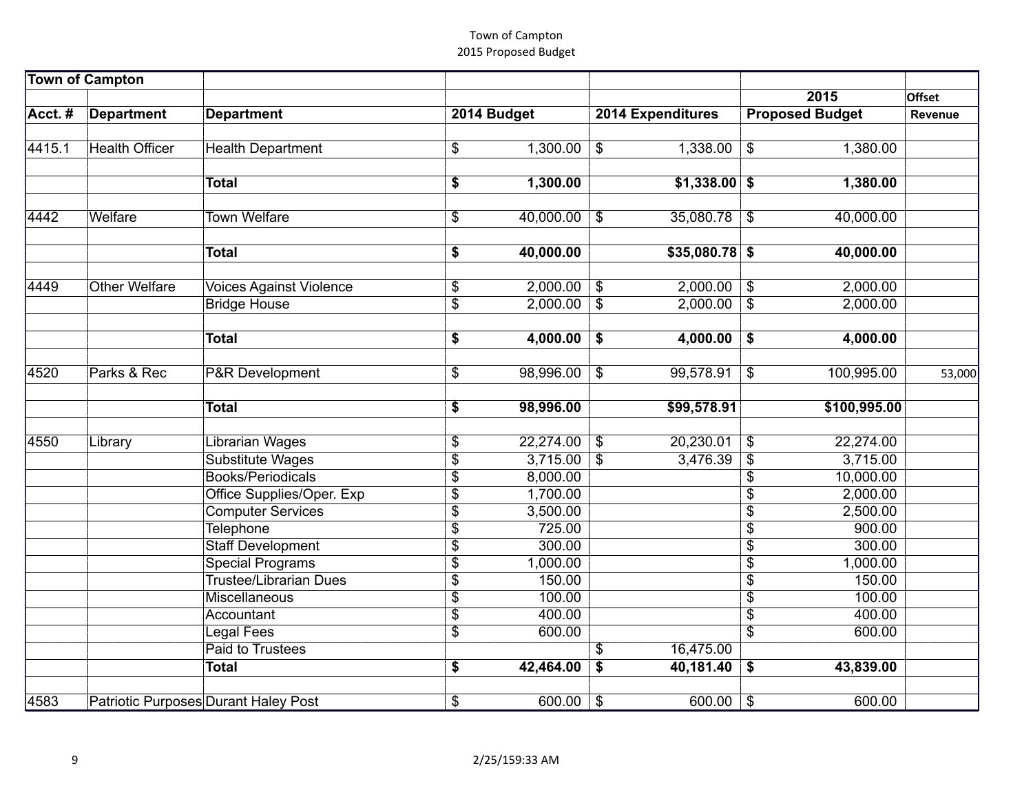Town of Campton
2015 Proposed Budget

| Town of Campton | | | | | | |
|---|---|---|---|---|---|---|
| | | | | | 2015 | Offset |
| **Acct. #** | **Department** | **Department** | **2014 Budget** | **2014 Expenditures** | **Proposed Budget** | **Revenue** |
| | | | | | | |
| 4415.1 | Health Officer | Health Department | $ 1,300.00 | $ 1,338.00 | $ 1,380.00 | |
| | | | | | | |
| | | **Total** | **$ 1,300.00** | **$1,338.00** | **$ 1,380.00** | |
| | | | | | | |
| 4442 | Welfare | Town Welfare | $ 40,000.00 | $ 35,080.78 | $ 40,000.00 | |
| | | | | | | |
| | | **Total** | **$ 40,000.00** | **$35,080.78** | **$ 40,000.00** | |
| | | | | | | |
| 4449 | Other Welfare | Voices Against Violence | $ 2,000.00 | $ 2,000.00 | $ 2,000.00 | |
| | | Bridge House | $ 2,000.00 | $ 2,000.00 | $ 2,000.00 | |
| | | | | | | |
| | | **Total** | **$ 4,000.00** | **$ 4,000.00** | **$ 4,000.00** | |
| | | | | | | |
| 4520 | Parks & Rec | P&R Development | $ 98,996.00 | $ 99,578.91 | $ 100,995.00 | 53,000 |
| | | | | | | |
| | | **Total** | **$ 98,996.00** | **$99,578.91** | **$100,995.00** | |
| | | | | | | |
| 4550 | Library | Librarian Wages | $ 22,274.00 | $ 20,230.01 | $ 22,274.00 | |
| | | Substitute Wages | $ 3,715.00 | $ 3,476.39 | $ 3,715.00 | |
| | | Books/Periodicals | $ 8,000.00 | | $ 10,000.00 | |
| | | Office Supplies/Oper. Exp | $ 1,700.00 | | $ 2,000.00 | |
| | | Computer Services | $ 3,500.00 | | $ 2,500.00 | |
| | | Telephone | $ 725.00 | | $ 900.00 | |
| | | Staff Development | $ 300.00 | | $ 300.00 | |
| | | Special Programs | $ 1,000.00 | | $ 1,000.00 | |
| | | Trustee/Librarian Dues | $ 150.00 | | $ 150.00 | |
| | | Miscellaneous | $ 100.00 | | $ 100.00 | |
| | | Accountant | $ 400.00 | | $ 400.00 | |
| | | Legal Fees | $ 600.00 | | $ 600.00 | |
| | | Paid to Trustees | | $ 16,475.00 | | |
| | | **Total** | **$ 42,464.00** | **$ 40,181.40** | **$ 43,839.00** | |
| | | | | | | |
| 4583 | Patriotic Purposes | Durant Haley Post | $ 600.00 | $ 600.00 | $ 600.00 | |

2/25/159:33 AM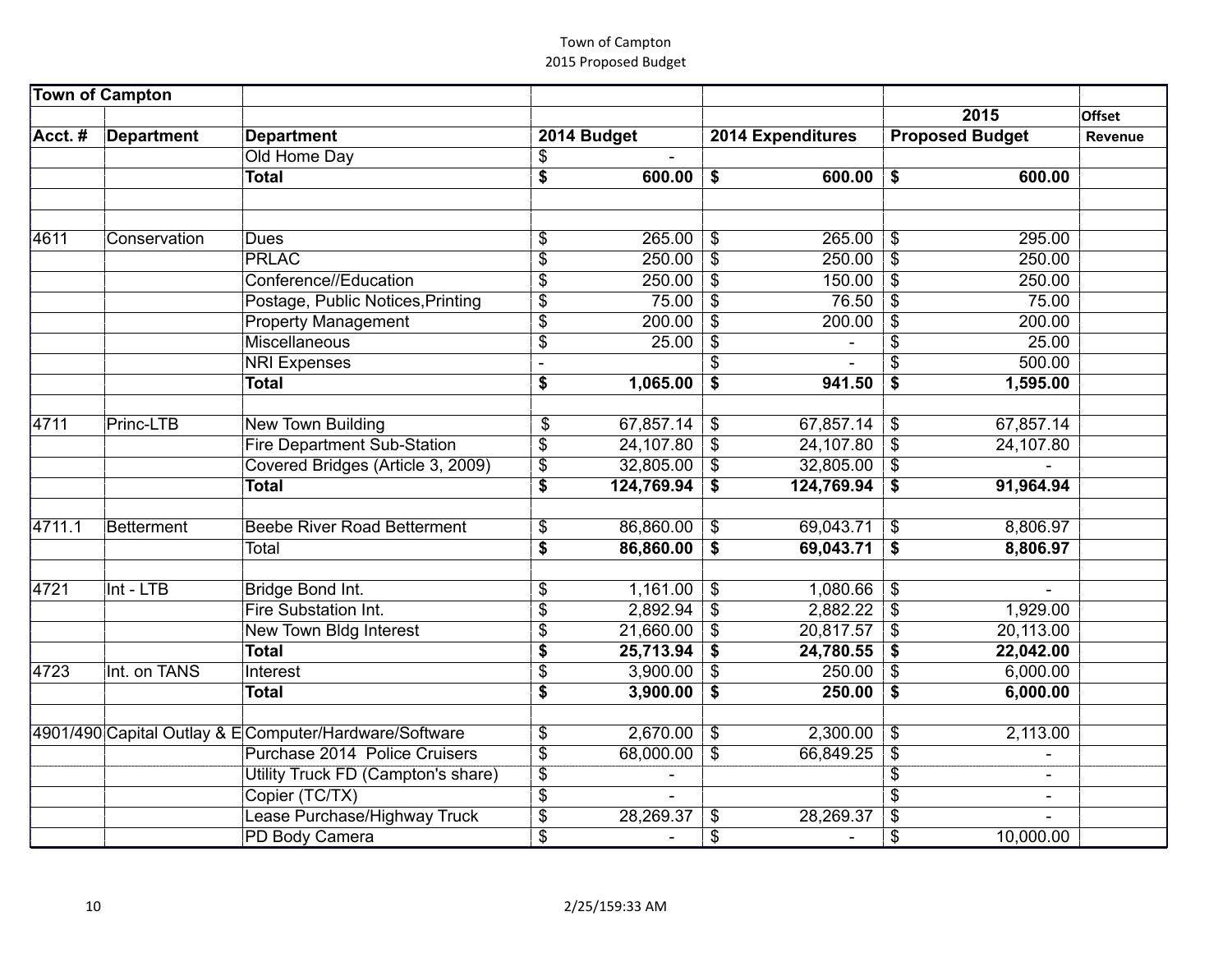Town of Campton
2015 Proposed Budget

| Town of Campton | | | | | | |
|---|---|---|---|---|---|---|
| | | | | | 2015 | Offset |
| Acct. # | Department | Department | 2014 Budget | 2014 Expenditures | Proposed Budget | Revenue |
| | | Old Home Day | $ - | | | |
| | | **Total** | **$ 600.00** | **$ 600.00** | **$ 600.00** | |
| | | | | | | |
| | | | | | | |
| 4611 | Conservation | Dues | $ 265.00 | $ 265.00 | $ 295.00 | |
| | | PRLAC | $ 250.00 | $ 250.00 | $ 250.00 | |
| | | Conference//Education | $ 250.00 | $ 150.00 | $ 250.00 | |
| | | Postage, Public Notices,Printing | $ 75.00 | $ 76.50 | $ 75.00 | |
| | | Property Management | $ 200.00 | $ 200.00 | $ 200.00 | |
| | | Miscellaneous | $ 25.00 | $ - | $ 25.00 | |
| | | NRI Expenses | - | $ - | $ 500.00 | |
| | | **Total** | **$ 1,065.00** | **$ 941.50** | **$ 1,595.00** | |
| | | | | | | |
| 4711 | Princ-LTB | New Town Building | $ 67,857.14 | $ 67,857.14 | $ 67,857.14 | |
| | | Fire Department Sub-Station | $ 24,107.80 | $ 24,107.80 | $ 24,107.80 | |
| | | Covered Bridges (Article 3, 2009) | $ 32,805.00 | $ 32,805.00 | $ - | |
| | | **Total** | **$ 124,769.94** | **$ 124,769.94** | **$ 91,964.94** | |
| | | | | | | |
| 4711.1 | Betterment | Beebe River Road Betterment | $ 86,860.00 | $ 69,043.71 | $ 8,806.97 | |
| | | Total | **$ 86,860.00** | **$ 69,043.71** | **$ 8,806.97** | |
| | | | | | | |
| 4721 | Int - LTB | Bridge Bond Int. | $ 1,161.00 | $ 1,080.66 | $ - | |
| | | Fire Substation Int. | $ 2,892.94 | $ 2,882.22 | $ 1,929.00 | |
| | | New Town Bldg Interest | $ 21,660.00 | $ 20,817.57 | $ 20,113.00 | |
| | | **Total** | **$ 25,713.94** | **$ 24,780.55** | **$ 22,042.00** | |
| 4723 | Int. on TANS | Interest | $ 3,900.00 | $ 250.00 | $ 6,000.00 | |
| | | **Total** | **$ 3,900.00** | **$ 250.00** | **$ 6,000.00** | |
| | | | | | | |
| 4901/490 | Capital Outlay & E | Computer/Hardware/Software | $ 2,670.00 | $ 2,300.00 | $ 2,113.00 | |
| | | Purchase 2014 Police Cruisers | $ 68,000.00 | $ 66,849.25 | $ - | |
| | | Utility Truck FD (Campton's share) | $ - | | $ - | |
| | | Copier (TC/TX) | $ - | | $ - | |
| | | Lease Purchase/Highway Truck | $ 28,269.37 | $ 28,269.37 | $ - | |
| | | PD Body Camera | $ - | $ - | $ 10,000.00 | |

2/25/159:33 AM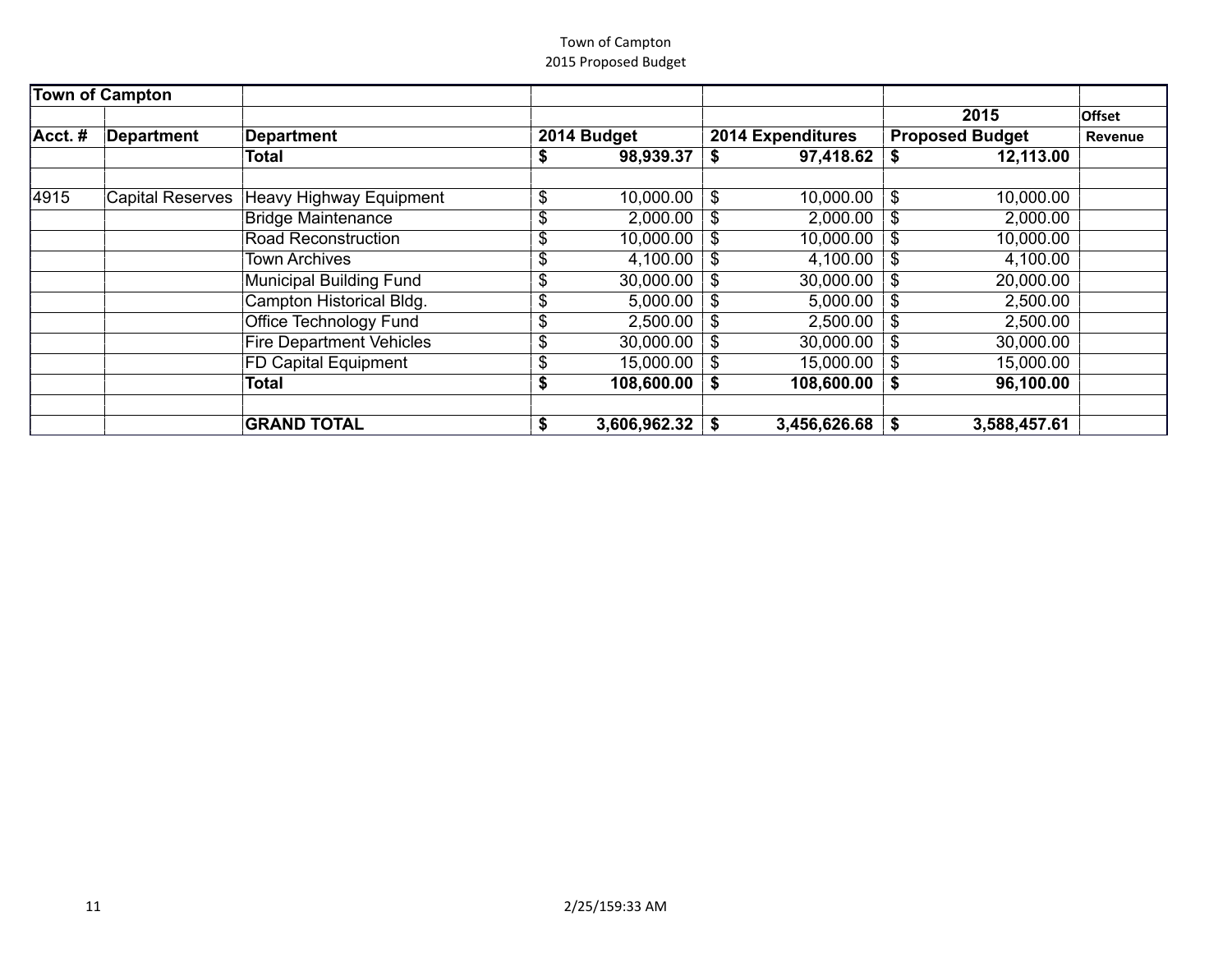Town of Campton
2015 Proposed Budget

| Town of Campton | | | | | | |
|---|---|---|---|---|---|---|
| | | | | | 2015 | Offset |
| **Acct. #** | **Department** | **Department** | **2014 Budget** | **2014 Expenditures** | **Proposed Budget** | **Revenue** |
| | | **Total** | **$ 98,939.37** | **$ 97,418.62** | **$ 12,113.00** | |
| | | | | | | |
| 4915 | Capital Reserves | Heavy Highway Equipment | $ 10,000.00 | $ 10,000.00 | $ 10,000.00 | |
| | | Bridge Maintenance | $ 2,000.00 | $ 2,000.00 | $ 2,000.00 | |
| | | Road Reconstruction | $ 10,000.00 | $ 10,000.00 | $ 10,000.00 | |
| | | Town Archives | $ 4,100.00 | $ 4,100.00 | $ 4,100.00 | |
| | | Municipal Building Fund | $ 30,000.00 | $ 30,000.00 | $ 20,000.00 | |
| | | Campton Historical Bldg. | $ 5,000.00 | $ 5,000.00 | $ 2,500.00 | |
| | | Office Technology Fund | $ 2,500.00 | $ 2,500.00 | $ 2,500.00 | |
| | | Fire Department Vehicles | $ 30,000.00 | $ 30,000.00 | $ 30,000.00 | |
| | | FD Capital Equipment | $ 15,000.00 | $ 15,000.00 | $ 15,000.00 | |
| | | **Total** | **$ 108,600.00** | **$ 108,600.00** | **$ 96,100.00** | |
| | | | | | | |
| | | **GRAND TOTAL** | **$ 3,606,962.32** | **$ 3,456,626.68** | **$ 3,588,457.61** | |

2/25/159:33 AM